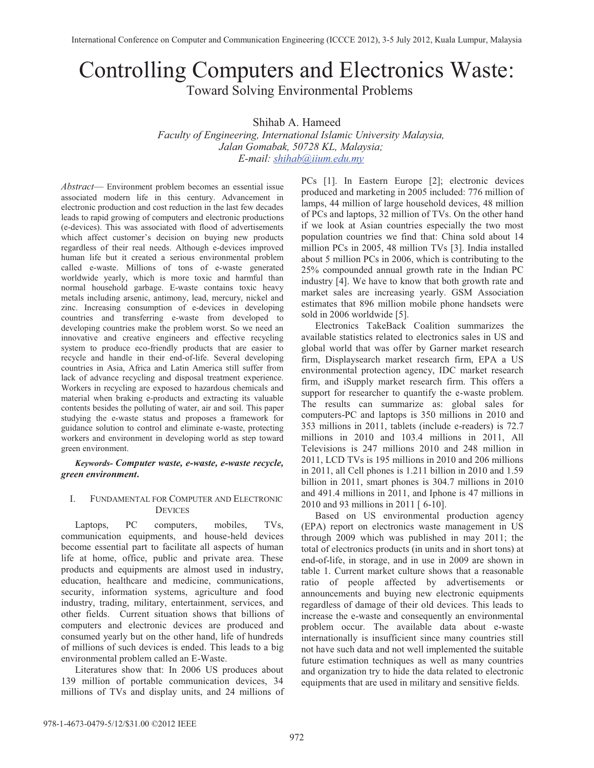# Controlling Computers and Electronics Waste:

## Toward Solving Environmental Problems

Shihab A. Hameed

*Faculty of Engineering, International Islamic University Malaysia,*
*Jalan Gomabak, 50728 KL, Malaysia;*
*E-mail: shihab@iium.edu.my*

*Abstract*— Environment problem becomes an essential issue associated modern life in this century. Advancement in electronic production and cost reduction in the last few decades leads to rapid growing of computers and electronic productions (e-devices). This was associated with flood of advertisements which affect customer's decision on buying new products regardless of their real needs. Although e-devices improved human life but it created a serious environmental problem called e-waste. Millions of tons of e-waste generated worldwide yearly, which is more toxic and harmful than normal household garbage. E-waste contains toxic heavy metals including arsenic, antimony, lead, mercury, nickel and zinc. Increasing consumption of e-devices in developing countries and transferring e-waste from developed to developing countries make the problem worst. So we need an innovative and creative engineers and effective recycling system to produce eco-friendly products that are easier to recycle and handle in their end-of-life. Several developing countries in Asia, Africa and Latin America still suffer from lack of advance recycling and disposal treatment experience. Workers in recycling are exposed to hazardous chemicals and material when braking e-products and extracting its valuable contents besides the polluting of water, air and soil. This paper studying the e-waste status and proposes a framework for guidance solution to control and eliminate e-waste, protecting workers and environment in developing world as step toward green environment.

***Keywords-*** ***Computer waste, e-waste, e-waste recycle, green environment.***

## I. Fundamental for Computer and Electronic Devices

Laptops, PC computers, mobiles, TVs, communication equipments, and house-held devices become essential part to facilitate all aspects of human life at home, office, public and private area. These products and equipments are almost used in industry, education, healthcare and medicine, communications, security, information systems, agriculture and food industry, trading, military, entertainment, services, and other fields. Current situation shows that billions of computers and electronic devices are produced and consumed yearly but on the other hand, life of hundreds of millions of such devices is ended. This leads to a big environmental problem called an E-Waste.

Literatures show that: In 2006 US produces about 139 million of portable communication devices, 34 millions of TVs and display units, and 24 millions of PCs [1]. In Eastern Europe [2]; electronic devices produced and marketing in 2005 included: 776 million of lamps, 44 million of large household devices, 48 million of PCs and laptops, 32 million of TVs. On the other hand if we look at Asian countries especially the two most population countries we find that: China sold about 14 million PCs in 2005, 48 million TVs [3]. India installed about 5 million PCs in 2006, which is contributing to the 25% compounded annual growth rate in the Indian PC industry [4]. We have to know that both growth rate and market sales are increasing yearly. GSM Association estimates that 896 million mobile phone handsets were sold in 2006 worldwide [5].

Electronics TakeBack Coalition summarizes the available statistics related to electronics sales in US and global world that was offer by Garner market research firm, Displaysearch market research firm, EPA a US environmental protection agency, IDC market research firm, and iSupply market research firm. This offers a support for researcher to quantify the e-waste problem. The results can summarize as: global sales for computers-PC and laptops is 350 millions in 2010 and 353 millions in 2011, tablets (include e-readers) is 72.7 millions in 2010 and 103.4 millions in 2011, All Televisions is 247 millions 2010 and 248 million in 2011, LCD TVs is 195 millions in 2010 and 206 millions in 2011, all Cell phones is 1.211 billion in 2010 and 1.59 billion in 2011, smart phones is 304.7 millions in 2010 and 491.4 millions in 2011, and Iphone is 47 millions in 2010 and 93 millions in 2011 [ 6-10].

Based on US environmental production agency (EPA) report on electronics waste management in US through 2009 which was published in may 2011; the total of electronics products (in units and in short tons) at end-of-life, in storage, and in use in 2009 are shown in table 1. Current market culture shows that a reasonable ratio of people affected by advertisements or announcements and buying new electronic equipments regardless of damage of their old devices. This leads to increase the e-waste and consequently an environmental problem occur. The available data about e-waste internationally is insufficient since many countries still not have such data and not well implemented the suitable future estimation techniques as well as many countries and organization try to hide the data related to electronic equipments that are used in military and sensitive fields.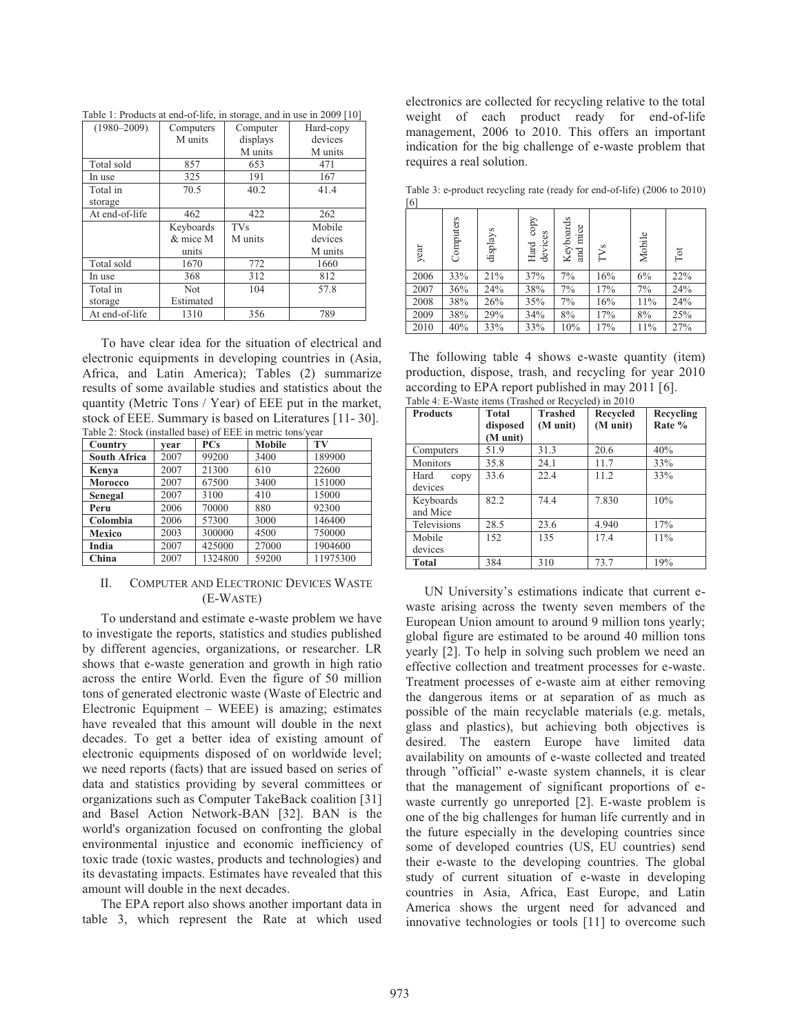Table 1: Products at end-of-life, in storage, and in use in 2009 [10]

| (1980–2009) | Computers M units | Computer displays M units | Hard-copy devices M units |
|---|---|---|---|
| Total sold | 857 | 653 | 471 |
| In use | 325 | 191 | 167 |
| Total in storage | 70.5 | 40.2 | 41.4 |
| At end-of-life | 462 | 422 | 262 |
| | Keyboards & mice M units | TVs M units | Mobile devices M units |
| Total sold | 1670 | 772 | 1660 |
| In use | 368 | 312 | 812 |
| Total in storage | Not Estimated | 104 | 57.8 |
| At end-of-life | 1310 | 356 | 789 |

To have clear idea for the situation of electrical and electronic equipments in developing countries in (Asia, Africa, and Latin America); Tables (2) summarize results of some available studies and statistics about the quantity (Metric Tons / Year) of EEE put in the market, stock of EEE. Summary is based on Literatures [11- 30].

Table 2: Stock (installed base) of EEE in metric tons/year

| Country | year | PCs | Mobile | TV |
|---|---|---|---|---|
| **South Africa** | 2007 | 99200 | 3400 | 189900 |
| **Kenya** | 2007 | 21300 | 610 | 22600 |
| **Morocco** | 2007 | 67500 | 3400 | 151000 |
| **Senegal** | 2007 | 3100 | 410 | 15000 |
| **Peru** | 2006 | 70000 | 880 | 92300 |
| **Colombia** | 2006 | 57300 | 3000 | 146400 |
| **Mexico** | 2003 | 300000 | 4500 | 750000 |
| **India** | 2007 | 425000 | 27000 | 1904600 |
| **China** | 2007 | 1324800 | 59200 | 11975300 |

## II. Computer and Electronic Devices Waste (E-Waste)

To understand and estimate e-waste problem we have to investigate the reports, statistics and studies published by different agencies, organizations, or researcher. LR shows that e-waste generation and growth in high ratio across the entire World. Even the figure of 50 million tons of generated electronic waste (Waste of Electric and Electronic Equipment – WEEE) is amazing; estimates have revealed that this amount will double in the next decades. To get a better idea of existing amount of electronic equipments disposed of on worldwide level; we need reports (facts) that are issued based on series of data and statistics providing by several committees or organizations such as Computer TakeBack coalition [31] and Basel Action Network-BAN [32]. BAN is the world's organization focused on confronting the global environmental injustice and economic inefficiency of toxic trade (toxic wastes, products and technologies) and its devastating impacts. Estimates have revealed that this amount will double in the next decades.

The EPA report also shows another important data in table 3, which represent the Rate at which used electronics are collected for recycling relative to the total weight of each product ready for end-of-life management, 2006 to 2010. This offers an important indication for the big challenge of e-waste problem that requires a real solution.

Table 3: e-product recycling rate (ready for end-of-life) (2006 to 2010) [6]

| year | Computers | displays | Hard copy devices | Keyboards and mice | TVs | Mobile | Tot |
|---|---|---|---|---|---|---|---|
| 2006 | 33% | 21% | 37% | 7% | 16% | 6% | 22% |
| 2007 | 36% | 24% | 38% | 7% | 17% | 7% | 24% |
| 2008 | 38% | 26% | 35% | 7% | 16% | 11% | 24% |
| 2009 | 38% | 29% | 34% | 8% | 17% | 8% | 25% |
| 2010 | 40% | 33% | 33% | 10% | 17% | 11% | 27% |

The following table 4 shows e-waste quantity (item) production, dispose, trash, and recycling for year 2010 according to EPA report published in may 2011 [6].

Table 4: E-Waste items (Trashed or Recycled) in 2010

| Products | Total disposed (M unit) | Trashed (M unit) | Recycled (M unit) | Recycling Rate % |
|---|---|---|---|---|
| Computers | 51.9 | 31.3 | 20.6 | 40% |
| Monitors | 35.8 | 24.1 | 11.7 | 33% |
| Hard copy devices | 33.6 | 22.4 | 11.2 | 33% |
| Keyboards and Mice | 82.2 | 74.4 | 7.830 | 10% |
| Televisions | 28.5 | 23.6 | 4.940 | 17% |
| Mobile devices | 152 | 135 | 17.4 | 11% |
| **Total** | 384 | 310 | 73.7 | 19% |

UN University's estimations indicate that current e-waste arising across the twenty seven members of the European Union amount to around 9 million tons yearly; global figure are estimated to be around 40 million tons yearly [2]. To help in solving such problem we need an effective collection and treatment processes for e-waste. Treatment processes of e-waste aim at either removing the dangerous items or at separation of as much as possible of the main recyclable materials (e.g. metals, glass and plastics), but achieving both objectives is desired. The eastern Europe have limited data availability on amounts of e-waste collected and treated through "official" e-waste system channels, it is clear that the management of significant proportions of e-waste currently go unreported [2]. E-waste problem is one of the big challenges for human life currently and in the future especially in the developing countries since some of developed countries (US, EU countries) send their e-waste to the developing countries. The global study of current situation of e-waste in developing countries in Asia, Africa, East Europe, and Latin America shows the urgent need for advanced and innovative technologies or tools [11] to overcome such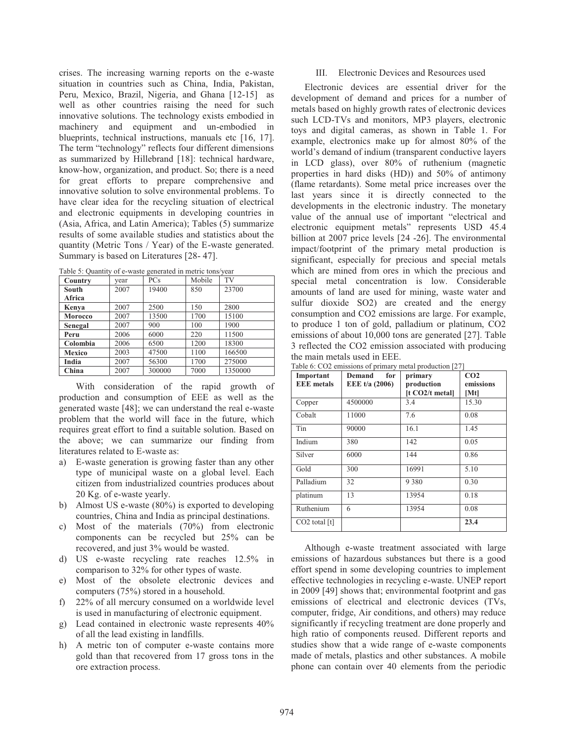crises. The increasing warning reports on the e-waste situation in countries such as China, India, Pakistan, Peru, Mexico, Brazil, Nigeria, and Ghana [12-15] as well as other countries raising the need for such innovative solutions. The technology exists embodied in machinery and equipment and un-embodied in blueprints, technical instructions, manuals etc [16, 17]. The term "technology" reflects four different dimensions as summarized by Hillebrand [18]: technical hardware, know-how, organization, and product. So; there is a need for great efforts to prepare comprehensive and innovative solution to solve environmental problems. To have clear idea for the recycling situation of electrical and electronic equipments in developing countries in (Asia, Africa, and Latin America); Tables (5) summarize results of some available studies and statistics about the quantity (Metric Tons / Year) of the E-waste generated. Summary is based on Literatures [28- 47].

Table 5: Quantity of e-waste generated in metric tons/year

| Country | year | PCs | Mobile | TV |
|---|---|---|---|---|
| **South Africa** | 2007 | 19400 | 850 | 23700 |
| **Kenya** | 2007 | 2500 | 150 | 2800 |
| **Morocco** | 2007 | 13500 | 1700 | 15100 |
| **Senegal** | 2007 | 900 | 100 | 1900 |
| **Peru** | 2006 | 6000 | 220 | 11500 |
| **Colombia** | 2006 | 6500 | 1200 | 18300 |
| **Mexico** | 2003 | 47500 | 1100 | 166500 |
| **India** | 2007 | 56300 | 1700 | 275000 |
| **China** | 2007 | 300000 | 7000 | 1350000 |

With consideration of the rapid growth of production and consumption of EEE as well as the generated waste [48]; we can understand the real e-waste problem that the world will face in the future, which requires great effort to find a suitable solution. Based on the above; we can summarize our finding from literatures related to E-waste as:

a) E-waste generation is growing faster than any other type of municipal waste on a global level. Each citizen from industrialized countries produces about 20 Kg. of e-waste yearly.
b) Almost US e-waste (80%) is exported to developing countries, China and India as principal destinations.
c) Most of the materials (70%) from electronic components can be recycled but 25% can be recovered, and just 3% would be wasted.
d) US e-waste recycling rate reaches 12.5% in comparison to 32% for other types of waste.
e) Most of the obsolete electronic devices and computers (75%) stored in a household.
f) 22% of all mercury consumed on a worldwide level is used in manufacturing of electronic equipment.
g) Lead contained in electronic waste represents 40% of all the lead existing in landfills.
h) A metric ton of computer e-waste contains more gold than that recovered from 17 gross tons in the ore extraction process.

III. Electronic Devices and Resources used

Electronic devices are essential driver for the development of demand and prices for a number of metals based on highly growth rates of electronic devices such LCD-TVs and monitors, MP3 players, electronic toys and digital cameras, as shown in Table 1. For example, electronics make up for almost 80% of the world's demand of indium (transparent conductive layers in LCD glass), over 80% of ruthenium (magnetic properties in hard disks (HD)) and 50% of antimony (flame retardants). Some metal price increases over the last years since it is directly connected to the developments in the electronic industry. The monetary value of the annual use of important "electrical and electronic equipment metals" represents USD 45.4 billion at 2007 price levels [24 -26]. The environmental impact/footprint of the primary metal production is significant, especially for precious and special metals which are mined from ores in which the precious and special metal concentration is low. Considerable amounts of land are used for mining, waste water and sulfur dioxide $SO_2$) are created and the energy consumption and $CO_2$ emissions are large. For example, to produce 1 ton of gold, palladium or platinum, $CO_2$ emissions of about 10,000 tons are generated [27]. Table 3 reflected the $CO_2$ emission associated with producing the main metals used in EEE.

Table 6: $CO_2$ emissions of primary metal production [27]

| Important EEE metals | Demand for EEE t/a (2006) | primary production [t $CO_2$/t metal] | $CO_2$ emissions [Mt] |
|---|---|---|---|
| Copper | 4500000 | 3.4 | 15.30 |
| Cobalt | 11000 | 7.6 | 0.08 |
| Tin | 90000 | 16.1 | 1.45 |
| Indium | 380 | 142 | 0.05 |
| Silver | 6000 | 144 | 0.86 |
| Gold | 300 | 16991 | 5.10 |
| Palladium | 32 | 9 380 | 0.30 |
| platinum | 13 | 13954 | 0.18 |
| Ruthenium | 6 | 13954 | 0.08 |
| $CO_2$ total [t] | | | **23.4** |

Although e-waste treatment associated with large emissions of hazardous substances but there is a good effort spend in some developing countries to implement effective technologies in recycling e-waste. UNEP report in 2009 [49] shows that; environmental footprint and gas emissions of electrical and electronic devices (TVs, computer, fridge, Air conditions, and others) may reduce significantly if recycling treatment are done properly and high ratio of components reused. Different reports and studies show that a wide range of e-waste components made of metals, plastics and other substances. A mobile phone can contain over 40 elements from the periodic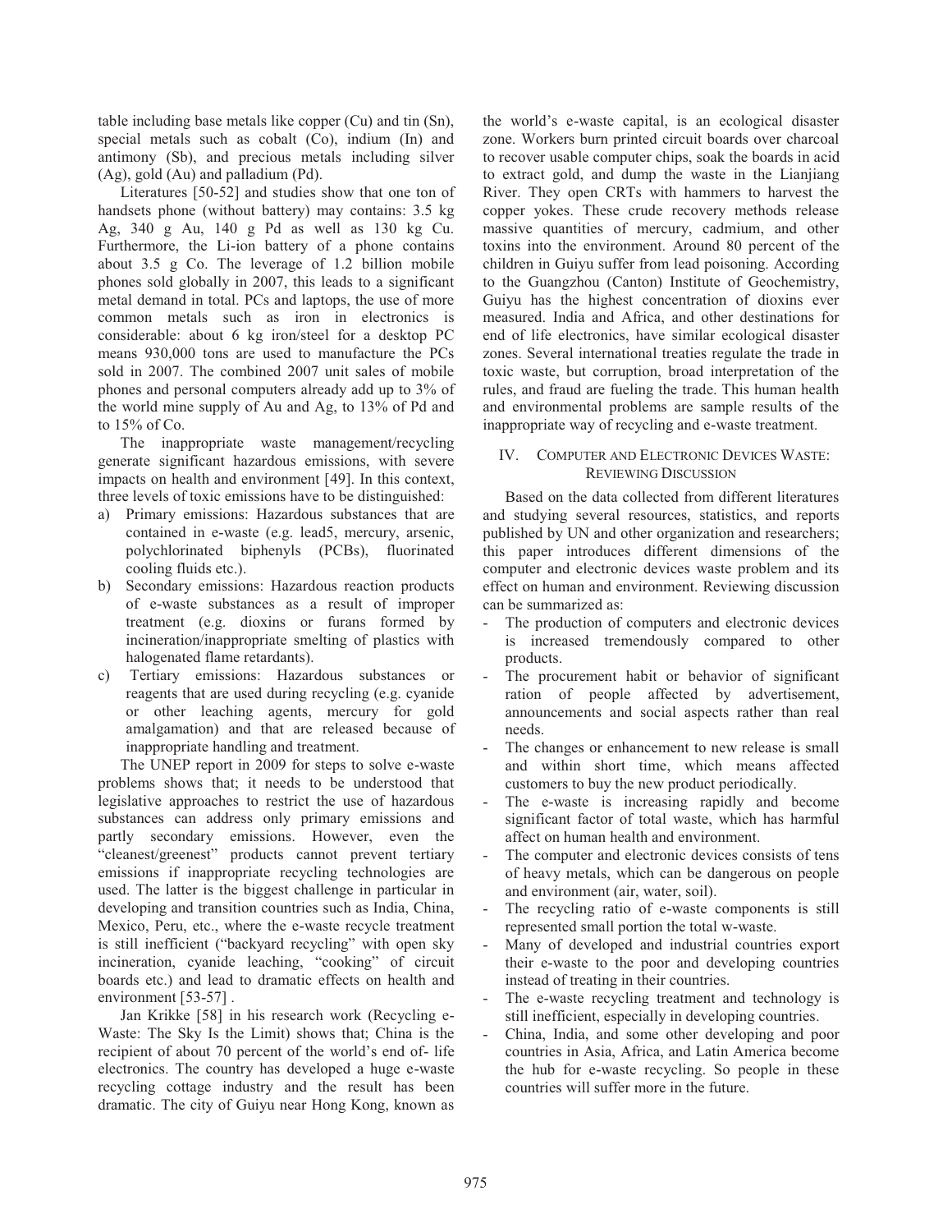table including base metals like copper (Cu) and tin (Sn), special metals such as cobalt (Co), indium (In) and antimony (Sb), and precious metals including silver (Ag), gold (Au) and palladium (Pd).

Literatures [50-52] and studies show that one ton of handsets phone (without battery) may contains: 3.5 kg Ag, 340 g Au, 140 g Pd as well as 130 kg Cu. Furthermore, the Li-ion battery of a phone contains about 3.5 g Co. The leverage of 1.2 billion mobile phones sold globally in 2007, this leads to a significant metal demand in total. PCs and laptops, the use of more common metals such as iron in electronics is considerable: about 6 kg iron/steel for a desktop PC means 930,000 tons are used to manufacture the PCs sold in 2007. The combined 2007 unit sales of mobile phones and personal computers already add up to 3% of the world mine supply of Au and Ag, to 13% of Pd and to 15% of Co.

The inappropriate waste management/recycling generate significant hazardous emissions, with severe impacts on health and environment [49]. In this context, three levels of toxic emissions have to be distinguished:

a) Primary emissions: Hazardous substances that are contained in e-waste (e.g. lead5, mercury, arsenic, polychlorinated biphenyls (PCBs), fluorinated cooling fluids etc.).
b) Secondary emissions: Hazardous reaction products of e-waste substances as a result of improper treatment (e.g. dioxins or furans formed by incineration/inappropriate smelting of plastics with halogenated flame retardants).
c) Tertiary emissions: Hazardous substances or reagents that are used during recycling (e.g. cyanide or other leaching agents, mercury for gold amalgamation) and that are released because of inappropriate handling and treatment.

The UNEP report in 2009 for steps to solve e-waste problems shows that; it needs to be understood that legislative approaches to restrict the use of hazardous substances can address only primary emissions and partly secondary emissions. However, even the "cleanest/greenest" products cannot prevent tertiary emissions if inappropriate recycling technologies are used. The latter is the biggest challenge in particular in developing and transition countries such as India, China, Mexico, Peru, etc., where the e-waste recycle treatment is still inefficient ("backyard recycling" with open sky incineration, cyanide leaching, "cooking" of circuit boards etc.) and lead to dramatic effects on health and environment [53-57] .

Jan Krikke [58] in his research work (Recycling e-Waste: The Sky Is the Limit) shows that; China is the recipient of about 70 percent of the world's end of- life electronics. The country has developed a huge e-waste recycling cottage industry and the result has been dramatic. The city of Guiyu near Hong Kong, known as the world's e-waste capital, is an ecological disaster zone. Workers burn printed circuit boards over charcoal to recover usable computer chips, soak the boards in acid to extract gold, and dump the waste in the Lianjiang River. They open CRTs with hammers to harvest the copper yokes. These crude recovery methods release massive quantities of mercury, cadmium, and other toxins into the environment. Around 80 percent of the children in Guiyu suffer from lead poisoning. According to the Guangzhou (Canton) Institute of Geochemistry, Guiyu has the highest concentration of dioxins ever measured. India and Africa, and other destinations for end of life electronics, have similar ecological disaster zones. Several international treaties regulate the trade in toxic waste, but corruption, broad interpretation of the rules, and fraud are fueling the trade. This human health and environmental problems are sample results of the inappropriate way of recycling and e-waste treatment.

## IV. Computer and Electronic Devices Waste: Reviewing Discussion

Based on the data collected from different literatures and studying several resources, statistics, and reports published by UN and other organization and researchers; this paper introduces different dimensions of the computer and electronic devices waste problem and its effect on human and environment. Reviewing discussion can be summarized as:

- The production of computers and electronic devices is increased tremendously compared to other products.
- The procurement habit or behavior of significant ration of people affected by advertisement, announcements and social aspects rather than real needs.
- The changes or enhancement to new release is small and within short time, which means affected customers to buy the new product periodically.
- The e-waste is increasing rapidly and become significant factor of total waste, which has harmful affect on human health and environment.
- The computer and electronic devices consists of tens of heavy metals, which can be dangerous on people and environment (air, water, soil).
- The recycling ratio of e-waste components is still represented small portion the total w-waste.
- Many of developed and industrial countries export their e-waste to the poor and developing countries instead of treating in their countries.
- The e-waste recycling treatment and technology is still inefficient, especially in developing countries.
- China, India, and some other developing and poor countries in Asia, Africa, and Latin America become the hub for e-waste recycling. So people in these countries will suffer more in the future.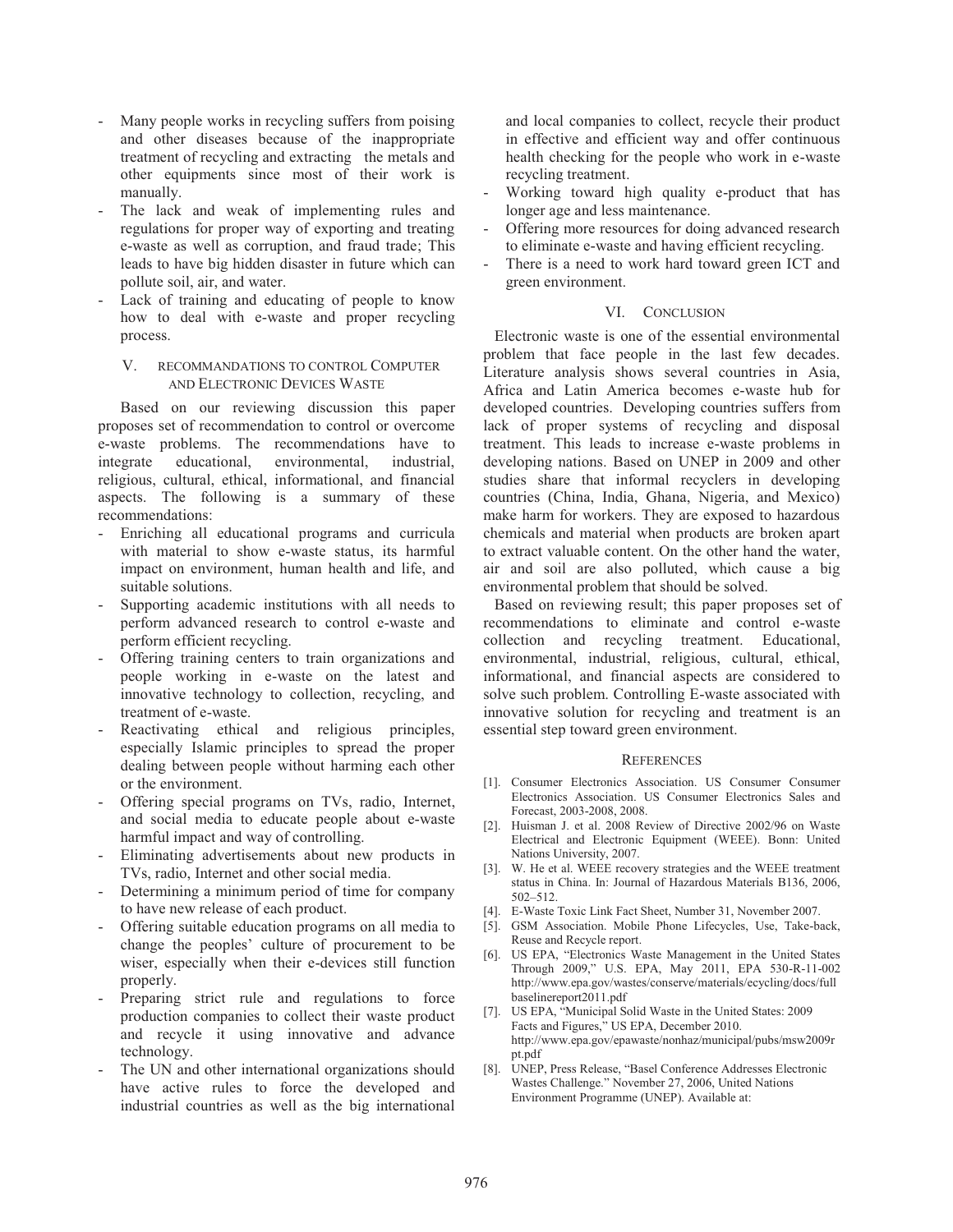- Many people works in recycling suffers from poising and other diseases because of the inappropriate treatment of recycling and extracting the metals and other equipments since most of their work is manually.
- The lack and weak of implementing rules and regulations for proper way of exporting and treating e-waste as well as corruption, and fraud trade; This leads to have big hidden disaster in future which can pollute soil, air, and water.
- Lack of training and educating of people to know how to deal with e-waste and proper recycling process.

## V. RECOMMANDATIONS TO CONTROL COMPUTER AND ELECTRONIC DEVICES WASTE

Based on our reviewing discussion this paper proposes set of recommendation to control or overcome e-waste problems. The recommendations have to integrate educational, environmental, industrial, religious, cultural, ethical, informational, and financial aspects. The following is a summary of these recommendations:

- Enriching all educational programs and curricula with material to show e-waste status, its harmful impact on environment, human health and life, and suitable solutions.
- Supporting academic institutions with all needs to perform advanced research to control e-waste and perform efficient recycling.
- Offering training centers to train organizations and people working in e-waste on the latest and innovative technology to collection, recycling, and treatment of e-waste.
- Reactivating ethical and religious principles, especially Islamic principles to spread the proper dealing between people without harming each other or the environment.
- Offering special programs on TVs, radio, Internet, and social media to educate people about e-waste harmful impact and way of controlling.
- Eliminating advertisements about new products in TVs, radio, Internet and other social media.
- Determining a minimum period of time for company to have new release of each product.
- Offering suitable education programs on all media to change the peoples' culture of procurement to be wiser, especially when their e-devices still function properly.
- Preparing strict rule and regulations to force production companies to collect their waste product and recycle it using innovative and advance technology.
- The UN and other international organizations should have active rules to force the developed and industrial countries as well as the big international and local companies to collect, recycle their product in effective and efficient way and offer continuous health checking for the people who work in e-waste recycling treatment.
- Working toward high quality e-product that has longer age and less maintenance.
- Offering more resources for doing advanced research to eliminate e-waste and having efficient recycling.
- There is a need to work hard toward green ICT and green environment.

## VI. CONCLUSION

Electronic waste is one of the essential environmental problem that face people in the last few decades. Literature analysis shows several countries in Asia, Africa and Latin America becomes e-waste hub for developed countries. Developing countries suffers from lack of proper systems of recycling and disposal treatment. This leads to increase e-waste problems in developing nations. Based on UNEP in 2009 and other studies share that informal recyclers in developing countries (China, India, Ghana, Nigeria, and Mexico) make harm for workers. They are exposed to hazardous chemicals and material when products are broken apart to extract valuable content. On the other hand the water, air and soil are also polluted, which cause a big environmental problem that should be solved.

Based on reviewing result; this paper proposes set of recommendations to eliminate and control e-waste collection and recycling treatment. Educational, environmental, industrial, religious, cultural, ethical, informational, and financial aspects are considered to solve such problem. Controlling E-waste associated with innovative solution for recycling and treatment is an essential step toward green environment.

## REFERENCES

[1]. Consumer Electronics Association. US Consumer Consumer Electronics Association. US Consumer Electronics Sales and Forecast, 2003-2008, 2008.

[2]. Huisman J. et al. 2008 Review of Directive 2002/96 on Waste Electrical and Electronic Equipment (WEEE). Bonn: United Nations University, 2007.

[3]. W. He et al. WEEE recovery strategies and the WEEE treatment status in China. In: Journal of Hazardous Materials B136, 2006, 502–512.

[4]. E-Waste Toxic Link Fact Sheet, Number 31, November 2007.

[5]. GSM Association. Mobile Phone Lifecycles, Use, Take-back, Reuse and Recycle report.

[6]. US EPA, "Electronics Waste Management in the United States Through 2009," U.S. EPA, May 2011, EPA 530-R-11-002 http://www.epa.gov/wastes/conserve/materials/ecycling/docs/fullbaselinereport2011.pdf

[7]. US EPA, "Municipal Solid Waste in the United States: 2009 Facts and Figures," US EPA, December 2010. http://www.epa.gov/epawaste/nonhaz/municipal/pubs/msw2009rpt.pdf

[8]. UNEP, Press Release, "Basel Conference Addresses Electronic Wastes Challenge." November 27, 2006, United Nations Environment Programme (UNEP). Available at: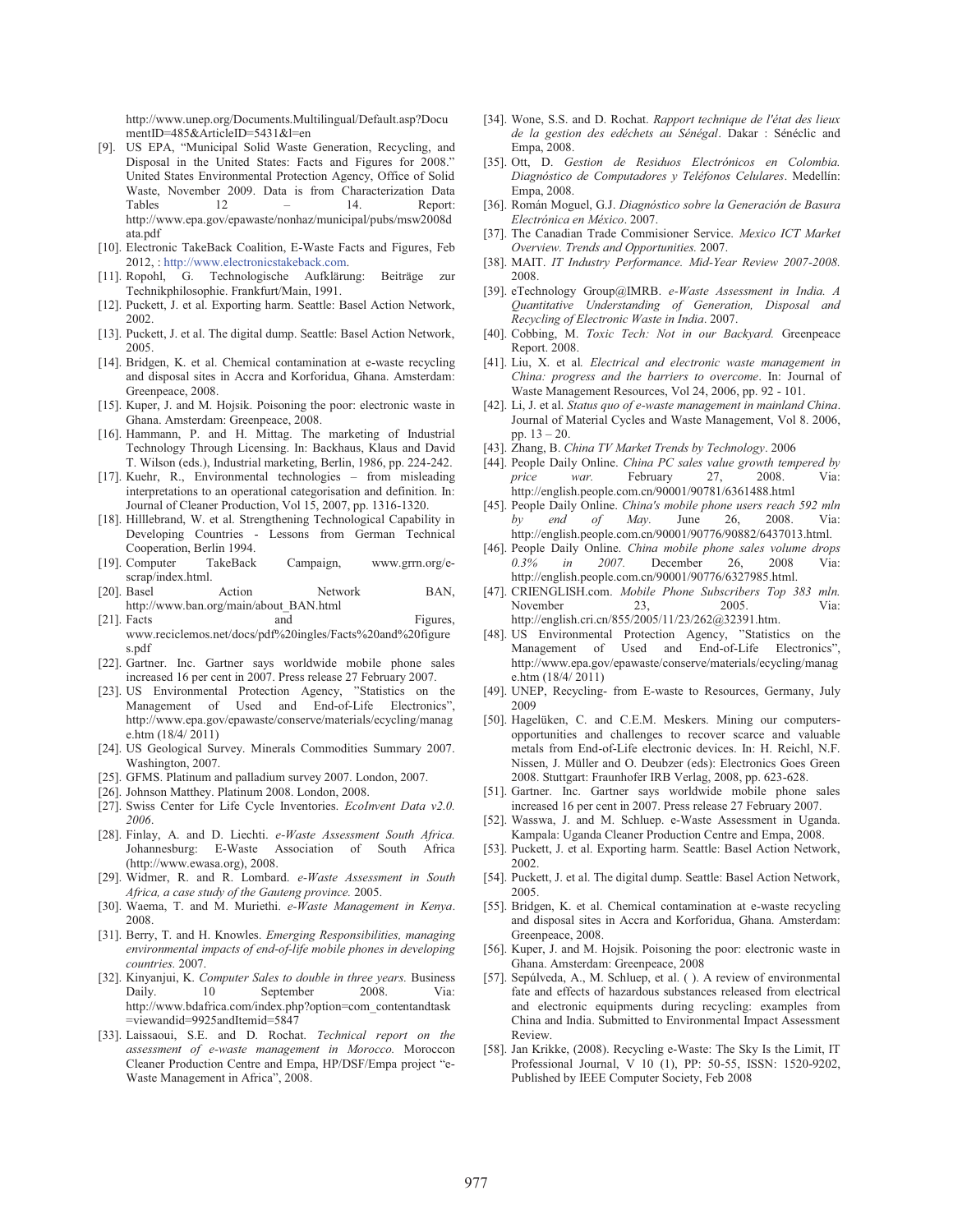http://www.unep.org/Documents.Multilingual/Default.asp?DocumentID=485&ArticleID=5431&l=en

[9]. US EPA, "Municipal Solid Waste Generation, Recycling, and Disposal in the United States: Facts and Figures for 2008." United States Environmental Protection Agency, Office of Solid Waste, November 2009. Data is from Characterization Data Tables 12 – 14. Report: http://www.epa.gov/epawaste/nonhaz/municipal/pubs/msw2008data.pdf

[10]. Electronic TakeBack Coalition, E-Waste Facts and Figures, Feb 2012, : http://www.electronicstakeback.com.

[11]. Ropohl, G. Technologische Aufklärung: Beiträge zur Technikphilosophie. Frankfurt/Main, 1991.

[12]. Puckett, J. et al. Exporting harm. Seattle: Basel Action Network, 2002.

[13]. Puckett, J. et al. The digital dump. Seattle: Basel Action Network, 2005.

[14]. Bridgen, K. et al. Chemical contamination at e-waste recycling and disposal sites in Accra and Korforidua, Ghana. Amsterdam: Greenpeace, 2008.

[15]. Kuper, J. and M. Hojsik. Poisoning the poor: electronic waste in Ghana. Amsterdam: Greenpeace, 2008.

[16]. Hammann, P. and H. Mittag. The marketing of Industrial Technology Through Licensing. In: Backhaus, Klaus and David T. Wilson (eds.), Industrial marketing, Berlin, 1986, pp. 224-242.

[17]. Kuehr, R., Environmental technologies – from misleading interpretations to an operational categorisation and definition. In: Journal of Cleaner Production, Vol 15, 2007, pp. 1316-1320.

[18]. Hilllebrand, W. et al. Strengthening Technological Capability in Developing Countries - Lessons from German Technical Cooperation, Berlin 1994.

[19]. Computer TakeBack Campaign, www.grrn.org/e-scrap/index.html.

[20]. Basel Action Network BAN, http://www.ban.org/main/about_BAN.html

[21]. Facts and Figures, www.reciclemos.net/docs/pdf%20ingles/Facts%20and%20figures.pdf

[22]. Gartner. Inc. Gartner says worldwide mobile phone sales increased 16 per cent in 2007. Press release 27 February 2007.

[23]. US Environmental Protection Agency, "Statistics on the Management of Used and End-of-Life Electronics", http://www.epa.gov/epawaste/conserve/materials/ecycling/manage.htm (18/4/ 2011)

[24]. US Geological Survey. Minerals Commodities Summary 2007. Washington, 2007.

[25]. GFMS. Platinum and palladium survey 2007. London, 2007.

[26]. Johnson Matthey. Platinum 2008. London, 2008.

[27]. Swiss Center for Life Cycle Inventories. *EcoInvent Data v2.0. 2006*.

[28]. Finlay, A. and D. Liechti. *e-Waste Assessment South Africa.* Johannesburg: E-Waste Association of South Africa (http://www.ewasa.org), 2008.

[29]. Widmer, R. and R. Lombard. *e-Waste Assessment in South Africa, a case study of the Gauteng province.* 2005.

[30]. Waema, T. and M. Muriethi. *e-Waste Management in Kenya*. 2008.

[31]. Berry, T. and H. Knowles. *Emerging Responsibilities, managing environmental impacts of end-of-life mobile phones in developing countries.* 2007.

[32]. Kinyanjui, K. *Computer Sales to double in three years.* Business Daily. 10 September 2008. Via: http://www.bdafrica.com/index.php?option=com_contentandtask=viewandid=9925andItemid=5847

[33]. Laissaoui, S.E. and D. Rochat. *Technical report on the assessment of e-waste management in Morocco.* Moroccon Cleaner Production Centre and Empa, HP/DSF/Empa project "e-Waste Management in Africa", 2008.

[34]. Wone, S.S. and D. Rochat. *Rapport technique de l'état des lieux de la gestion des edéchets au Sénégal*. Dakar : Sénéclic and Empa, 2008.

[35]. Ott, D. *Gestion de Residuos Electrónicos en Colombia. Diagnóstico de Computadores y Teléfonos Celulares*. Medellín: Empa, 2008.

[36]. Román Moguel, G.J. *Diagnóstico sobre la Generación de Basura Electrónica en México*. 2007.

[37]. The Canadian Trade Commisioner Service. *Mexico ICT Market Overview. Trends and Opportunities.* 2007.

[38]. MAIT. *IT Industry Performance. Mid-Year Review 2007-2008.* 2008.

[39]. eTechnology Group@IMRB. *e-Waste Assessment in India. A Quantitative Understanding of Generation, Disposal and Recycling of Electronic Waste in India*. 2007.

[40]. Cobbing, M. *Toxic Tech: Not in our Backyard.* Greenpeace Report. 2008.

[41]. Liu, X. et al*. Electrical and electronic waste management in China: progress and the barriers to overcome*. In: Journal of Waste Management Resources, Vol 24, 2006, pp. 92 - 101.

[42]. Li, J. et al. *Status quo of e-waste management in mainland China*. Journal of Material Cycles and Waste Management, Vol 8. 2006, pp. 13 – 20.

[43]. Zhang, B. *China TV Market Trends by Technology*. 2006

[44]. People Daily Online. *China PC sales value growth tempered by price war.* February 27, 2008. Via: http://english.people.com.cn/90001/90781/6361488.html

[45]. People Daily Online. *China's mobile phone users reach 592 mln by end of May.* June 26, 2008. Via: http://english.people.com.cn/90001/90776/90882/6437013.html.

[46]. People Daily Online. *China mobile phone sales volume drops 0.3% in 2007.* December 26, 2008 Via: http://english.people.com.cn/90001/90776/6327985.html.

[47]. CRIENGLISH.com. *Mobile Phone Subscribers Top 383 mln.* November 23, 2005. Via: http://english.cri.cn/855/2005/11/23/262@32391.htm.

[48]. US Environmental Protection Agency, "Statistics on the Management of Used and End-of-Life Electronics", http://www.epa.gov/epawaste/conserve/materials/ecycling/manage.htm (18/4/ 2011)

[49]. UNEP, Recycling- from E-waste to Resources, Germany, July 2009

[50]. Hagelüken, C. and C.E.M. Meskers. Mining our computers- opportunities and challenges to recover scarce and valuable metals from End-of-Life electronic devices. In: H. Reichl, N.F. Nissen, J. Müller and O. Deubzer (eds): Electronics Goes Green 2008. Stuttgart: Fraunhofer IRB Verlag, 2008, pp. 623-628.

[51]. Gartner. Inc. Gartner says worldwide mobile phone sales increased 16 per cent in 2007. Press release 27 February 2007.

[52]. Wasswa, J. and M. Schluep. e-Waste Assessment in Uganda. Kampala: Uganda Cleaner Production Centre and Empa, 2008.

[53]. Puckett, J. et al. Exporting harm. Seattle: Basel Action Network, 2002.

[54]. Puckett, J. et al. The digital dump. Seattle: Basel Action Network, 2005.

[55]. Bridgen, K. et al. Chemical contamination at e-waste recycling and disposal sites in Accra and Korforidua, Ghana. Amsterdam: Greenpeace, 2008.

[56]. Kuper, J. and M. Hojsik. Poisoning the poor: electronic waste in Ghana. Amsterdam: Greenpeace, 2008

[57]. Sepúlveda, A., M. Schluep, et al. ( ). A review of environmental fate and effects of hazardous substances released from electrical and electronic equipments during recycling: examples from China and India. Submitted to Environmental Impact Assessment Review.

[58]. Jan Krikke, (2008). Recycling e-Waste: The Sky Is the Limit, IT Professional Journal, V 10 (1), PP: 50-55, ISSN: 1520-9202, Published by IEEE Computer Society, Feb 2008